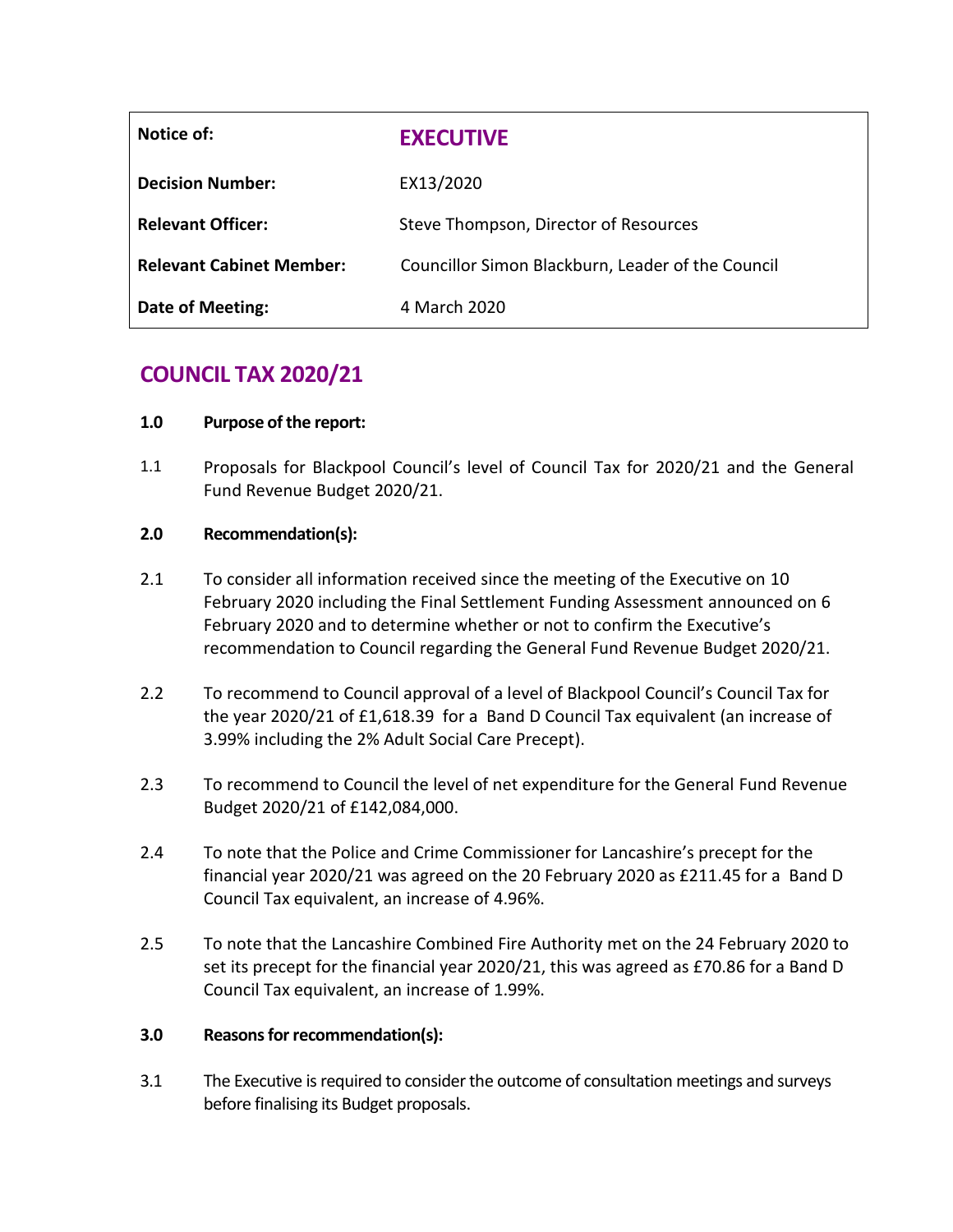| Notice of: | **EXECUTIVE** |
| --- | --- |
| **Decision Number:** | EX13/2020 |
| **Relevant Officer:** | Steve Thompson, Director of Resources |
| **Relevant Cabinet Member:** | Councillor Simon Blackburn, Leader of the Council |
| **Date of Meeting:** | 4 March 2020 |

# COUNCIL TAX 2020/21

**1.0 Purpose of the report:**

1.1 Proposals for Blackpool Council's level of Council Tax for 2020/21 and the General Fund Revenue Budget 2020/21.

**2.0 Recommendation(s):**

2.1 To consider all information received since the meeting of the Executive on 10 February 2020 including the Final Settlement Funding Assessment announced on 6 February 2020 and to determine whether or not to confirm the Executive's recommendation to Council regarding the General Fund Revenue Budget 2020/21.

2.2 To recommend to Council approval of a level of Blackpool Council's Council Tax for the year 2020/21 of £1,618.39 for a Band D Council Tax equivalent (an increase of 3.99% including the 2% Adult Social Care Precept).

2.3 To recommend to Council the level of net expenditure for the General Fund Revenue Budget 2020/21 of £142,084,000.

2.4 To note that the Police and Crime Commissioner for Lancashire's precept for the financial year 2020/21 was agreed on the 20 February 2020 as £211.45 for a Band D Council Tax equivalent, an increase of 4.96%.

2.5 To note that the Lancashire Combined Fire Authority met on the 24 February 2020 to set its precept for the financial year 2020/21, this was agreed as £70.86 for a Band D Council Tax equivalent, an increase of 1.99%.

**3.0 Reasons for recommendation(s):**

3.1 The Executive is required to consider the outcome of consultation meetings and surveys before finalising its Budget proposals.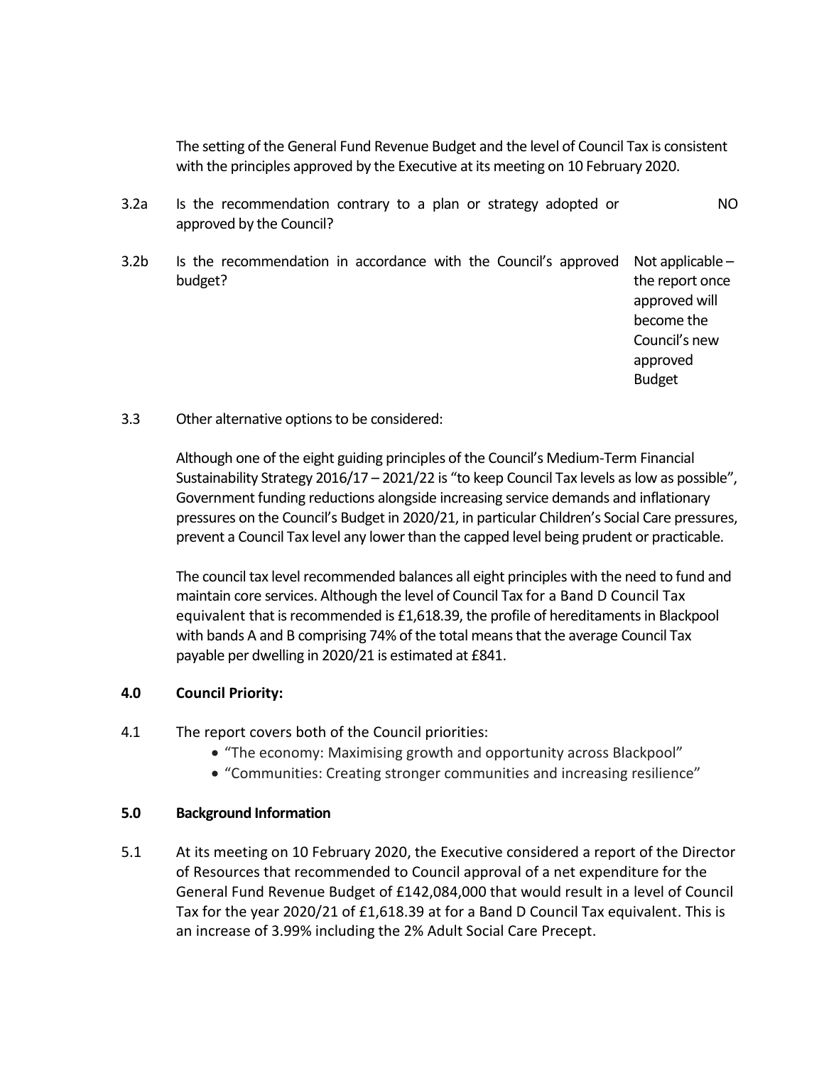The setting of the General Fund Revenue Budget and the level of Council Tax is consistent with the principles approved by the Executive at its meeting on 10 February 2020.

| | | |
|---|---|---|
| 3.2a | Is the recommendation contrary to a plan or strategy adopted or approved by the Council? | NO |
| 3.2b | Is the recommendation in accordance with the Council's approved budget? | Not applicable – the report once approved will become the Council's new approved Budget |

3.3 Other alternative options to be considered:

Although one of the eight guiding principles of the Council's Medium-Term Financial Sustainability Strategy 2016/17 – 2021/22 is "to keep Council Tax levels as low as possible", Government funding reductions alongside increasing service demands and inflationary pressures on the Council's Budget in 2020/21, in particular Children's Social Care pressures, prevent a Council Tax level any lower than the capped level being prudent or practicable.

The council tax level recommended balances all eight principles with the need to fund and maintain core services. Although the level of Council Tax for a Band D Council Tax equivalent that is recommended is £1,618.39, the profile of hereditaments in Blackpool with bands A and B comprising 74% of the total means that the average Council Tax payable per dwelling in 2020/21 is estimated at £841.

## 4.0 Council Priority:

4.1 The report covers both of the Council priorities:

- "The economy: Maximising growth and opportunity across Blackpool"
- "Communities: Creating stronger communities and increasing resilience"

## 5.0 Background Information

5.1 At its meeting on 10 February 2020, the Executive considered a report of the Director of Resources that recommended to Council approval of a net expenditure for the General Fund Revenue Budget of £142,084,000 that would result in a level of Council Tax for the year 2020/21 of £1,618.39 at for a Band D Council Tax equivalent. This is an increase of 3.99% including the 2% Adult Social Care Precept.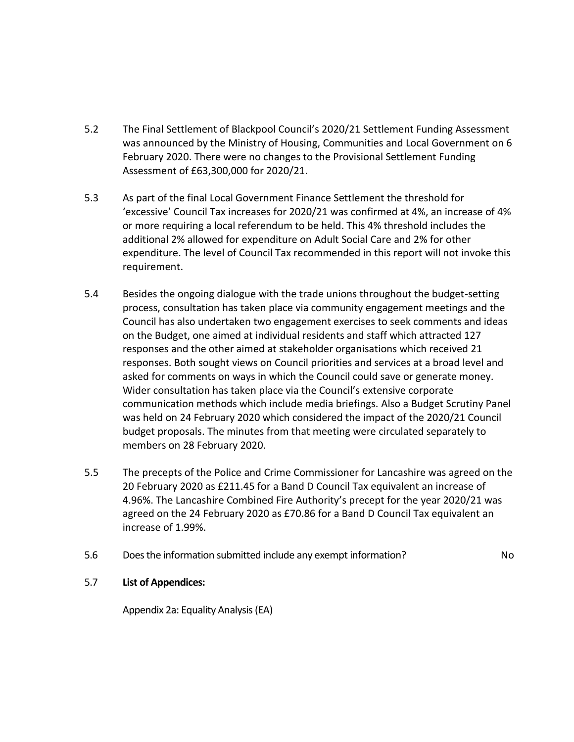5.2 The Final Settlement of Blackpool Council's 2020/21 Settlement Funding Assessment was announced by the Ministry of Housing, Communities and Local Government on 6 February 2020. There were no changes to the Provisional Settlement Funding Assessment of £63,300,000 for 2020/21.

5.3 As part of the final Local Government Finance Settlement the threshold for 'excessive' Council Tax increases for 2020/21 was confirmed at 4%, an increase of 4% or more requiring a local referendum to be held. This 4% threshold includes the additional 2% allowed for expenditure on Adult Social Care and 2% for other expenditure. The level of Council Tax recommended in this report will not invoke this requirement.

5.4 Besides the ongoing dialogue with the trade unions throughout the budget-setting process, consultation has taken place via community engagement meetings and the Council has also undertaken two engagement exercises to seek comments and ideas on the Budget, one aimed at individual residents and staff which attracted 127 responses and the other aimed at stakeholder organisations which received 21 responses. Both sought views on Council priorities and services at a broad level and asked for comments on ways in which the Council could save or generate money. Wider consultation has taken place via the Council's extensive corporate communication methods which include media briefings. Also a Budget Scrutiny Panel was held on 24 February 2020 which considered the impact of the 2020/21 Council budget proposals. The minutes from that meeting were circulated separately to members on 28 February 2020.

5.5 The precepts of the Police and Crime Commissioner for Lancashire was agreed on the 20 February 2020 as £211.45 for a Band D Council Tax equivalent an increase of 4.96%. The Lancashire Combined Fire Authority's precept for the year 2020/21 was agreed on the 24 February 2020 as £70.86 for a Band D Council Tax equivalent an increase of 1.99%.

5.6 Does the information submitted include any exempt information? No

5.7 **List of Appendices:**

Appendix 2a: Equality Analysis (EA)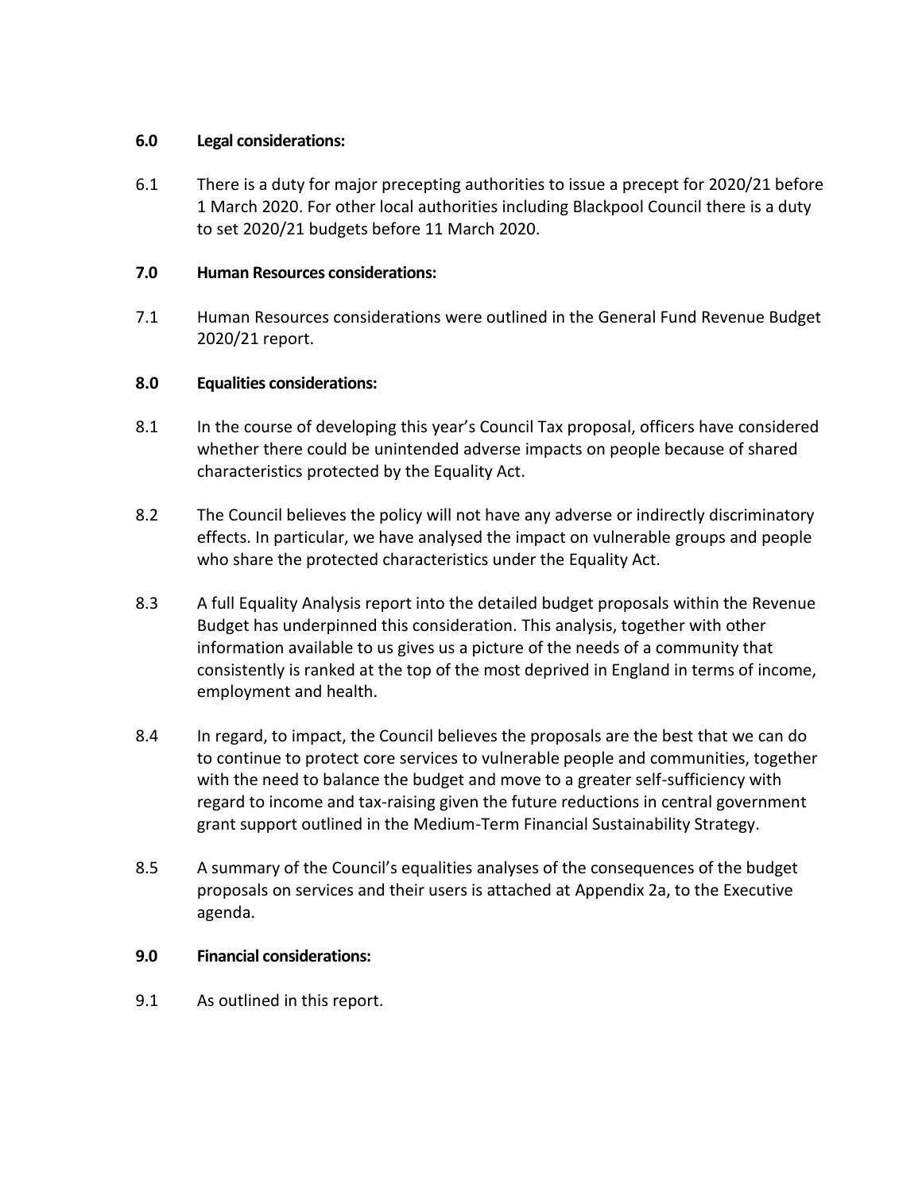**6.0 Legal considerations:**

6.1 There is a duty for major precepting authorities to issue a precept for 2020/21 before 1 March 2020. For other local authorities including Blackpool Council there is a duty to set 2020/21 budgets before 11 March 2020.

**7.0 Human Resources considerations:**

7.1 Human Resources considerations were outlined in the General Fund Revenue Budget 2020/21 report.

**8.0 Equalities considerations:**

8.1 In the course of developing this year's Council Tax proposal, officers have considered whether there could be unintended adverse impacts on people because of shared characteristics protected by the Equality Act.

8.2 The Council believes the policy will not have any adverse or indirectly discriminatory effects. In particular, we have analysed the impact on vulnerable groups and people who share the protected characteristics under the Equality Act.

8.3 A full Equality Analysis report into the detailed budget proposals within the Revenue Budget has underpinned this consideration. This analysis, together with other information available to us gives us a picture of the needs of a community that consistently is ranked at the top of the most deprived in England in terms of income, employment and health.

8.4 In regard, to impact, the Council believes the proposals are the best that we can do to continue to protect core services to vulnerable people and communities, together with the need to balance the budget and move to a greater self-sufficiency with regard to income and tax-raising given the future reductions in central government grant support outlined in the Medium-Term Financial Sustainability Strategy.

8.5 A summary of the Council's equalities analyses of the consequences of the budget proposals on services and their users is attached at Appendix 2a, to the Executive agenda.

**9.0 Financial considerations:**

9.1 As outlined in this report.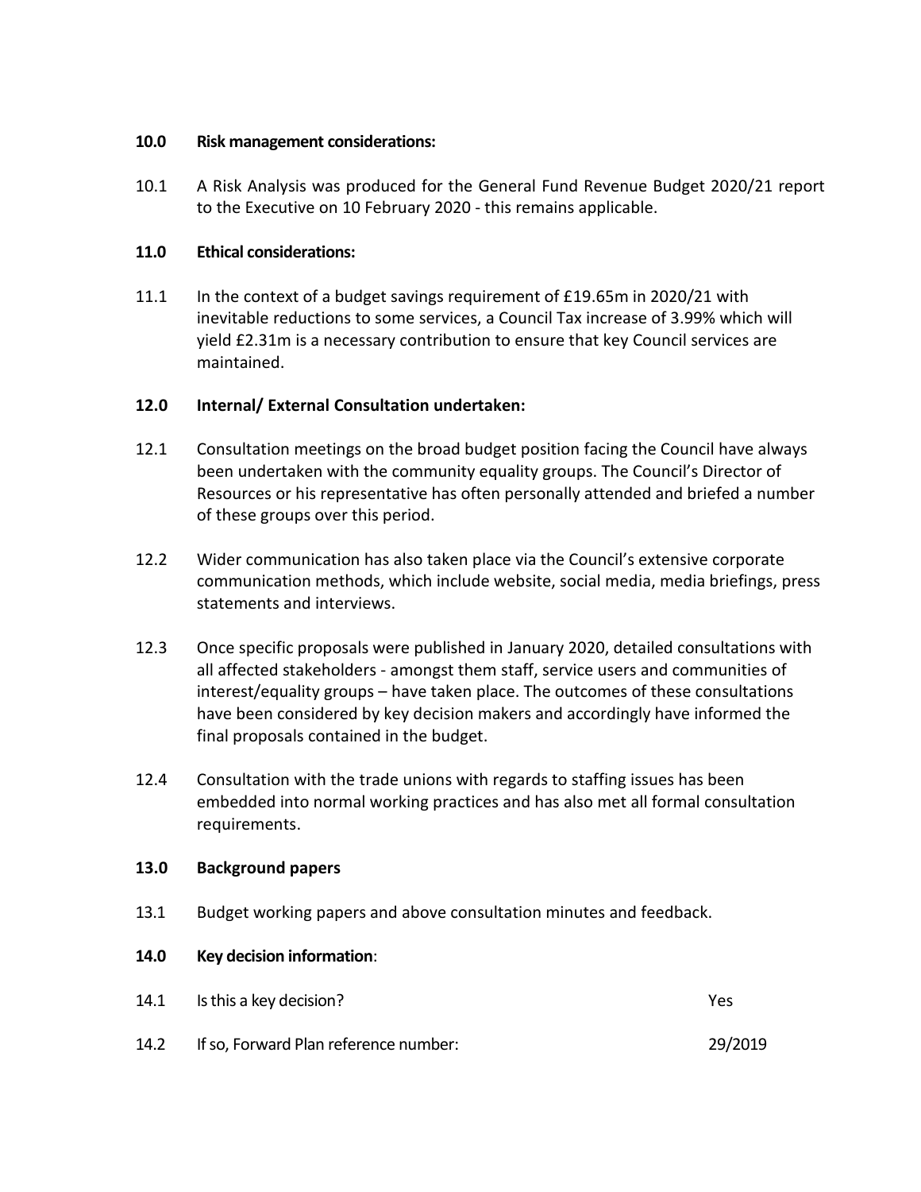## 10.0 Risk management considerations:

10.1 A Risk Analysis was produced for the General Fund Revenue Budget 2020/21 report to the Executive on 10 February 2020 - this remains applicable.

## 11.0 Ethical considerations:

11.1 In the context of a budget savings requirement of £19.65m in 2020/21 with inevitable reductions to some services, a Council Tax increase of 3.99% which will yield £2.31m is a necessary contribution to ensure that key Council services are maintained.

## 12.0 Internal/ External Consultation undertaken:

12.1 Consultation meetings on the broad budget position facing the Council have always been undertaken with the community equality groups. The Council's Director of Resources or his representative has often personally attended and briefed a number of these groups over this period.

12.2 Wider communication has also taken place via the Council's extensive corporate communication methods, which include website, social media, media briefings, press statements and interviews.

12.3 Once specific proposals were published in January 2020, detailed consultations with all affected stakeholders - amongst them staff, service users and communities of interest/equality groups – have taken place. The outcomes of these consultations have been considered by key decision makers and accordingly have informed the final proposals contained in the budget.

12.4 Consultation with the trade unions with regards to staffing issues has been embedded into normal working practices and has also met all formal consultation requirements.

## 13.0 Background papers

13.1 Budget working papers and above consultation minutes and feedback.

## 14.0 Key decision information:

| | | |
|---|---|---|
| 14.1 | Is this a key decision? | Yes |
| 14.2 | If so, Forward Plan reference number: | 29/2019 |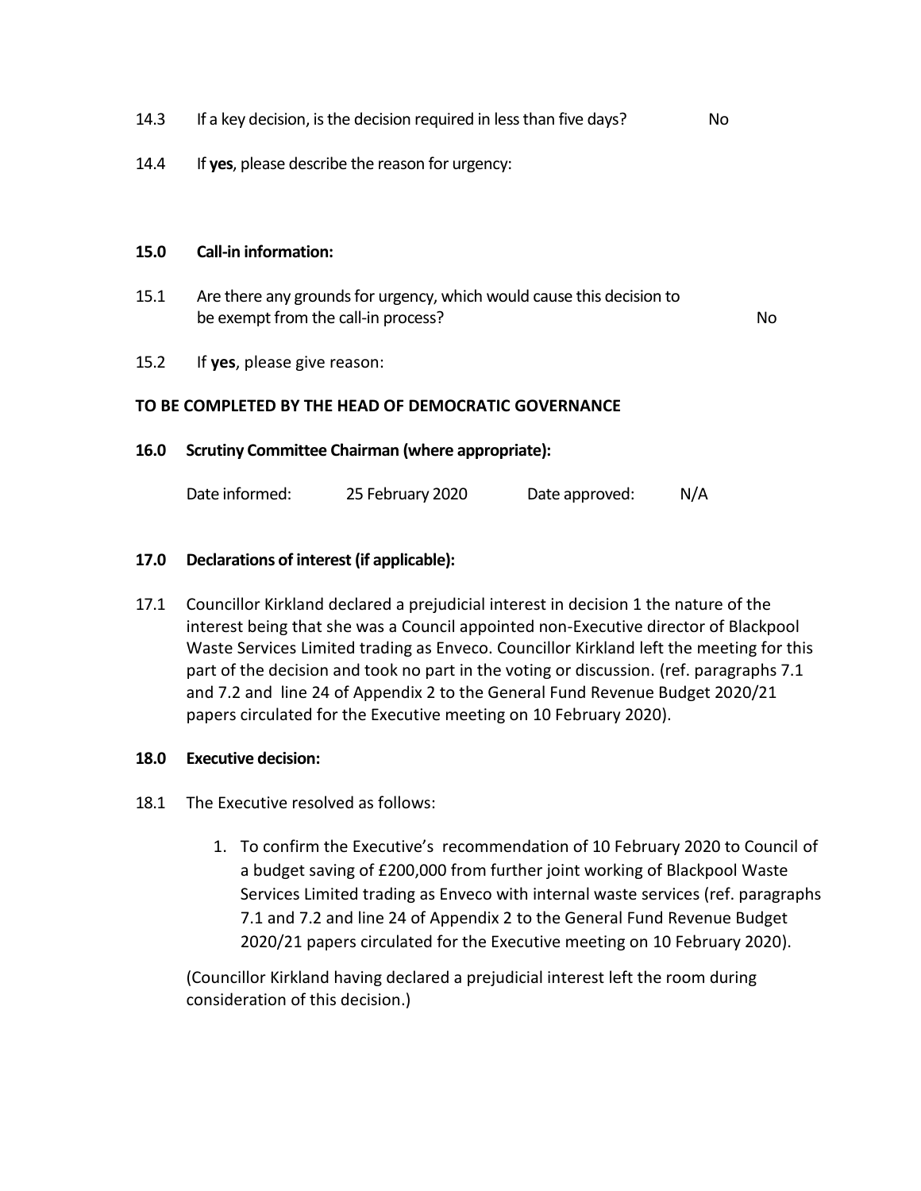14.3 If a key decision, is the decision required in less than five days? No

14.4 If **yes**, please describe the reason for urgency:

**15.0 Call-in information:**

15.1 Are there any grounds for urgency, which would cause this decision to be exempt from the call-in process? No

15.2 If **yes**, please give reason:

**TO BE COMPLETED BY THE HEAD OF DEMOCRATIC GOVERNANCE**

**16.0 Scrutiny Committee Chairman (where appropriate):**

Date informed: 25 February 2020 Date approved: N/A

**17.0 Declarations of interest (if applicable):**

17.1 Councillor Kirkland declared a prejudicial interest in decision 1 the nature of the interest being that she was a Council appointed non-Executive director of Blackpool Waste Services Limited trading as Enveco. Councillor Kirkland left the meeting for this part of the decision and took no part in the voting or discussion. (ref. paragraphs 7.1 and 7.2 and line 24 of Appendix 2 to the General Fund Revenue Budget 2020/21 papers circulated for the Executive meeting on 10 February 2020).

**18.0 Executive decision:**

18.1 The Executive resolved as follows:

1. To confirm the Executive's recommendation of 10 February 2020 to Council of a budget saving of £200,000 from further joint working of Blackpool Waste Services Limited trading as Enveco with internal waste services (ref. paragraphs 7.1 and 7.2 and line 24 of Appendix 2 to the General Fund Revenue Budget 2020/21 papers circulated for the Executive meeting on 10 February 2020).

(Councillor Kirkland having declared a prejudicial interest left the room during consideration of this decision.)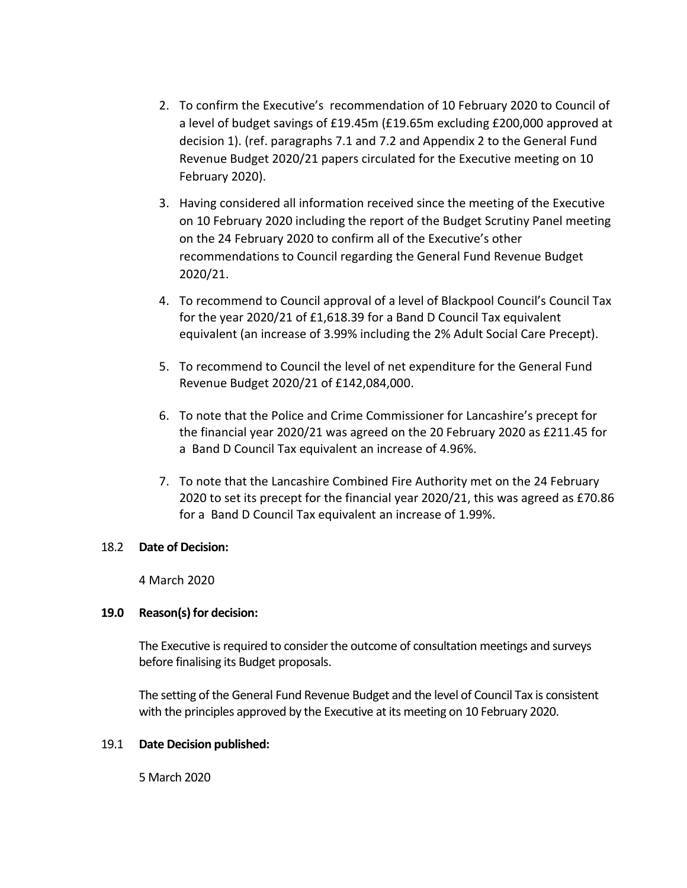2. To confirm the Executive's recommendation of 10 February 2020 to Council of a level of budget savings of £19.45m (£19.65m excluding £200,000 approved at decision 1). (ref. paragraphs 7.1 and 7.2 and Appendix 2 to the General Fund Revenue Budget 2020/21 papers circulated for the Executive meeting on 10 February 2020).

3. Having considered all information received since the meeting of the Executive on 10 February 2020 including the report of the Budget Scrutiny Panel meeting on the 24 February 2020 to confirm all of the Executive's other recommendations to Council regarding the General Fund Revenue Budget 2020/21.

4. To recommend to Council approval of a level of Blackpool Council's Council Tax for the year 2020/21 of £1,618.39 for a Band D Council Tax equivalent equivalent (an increase of 3.99% including the 2% Adult Social Care Precept).

5. To recommend to Council the level of net expenditure for the General Fund Revenue Budget 2020/21 of £142,084,000.

6. To note that the Police and Crime Commissioner for Lancashire's precept for the financial year 2020/21 was agreed on the 20 February 2020 as £211.45 for a Band D Council Tax equivalent an increase of 4.96%.

7. To note that the Lancashire Combined Fire Authority met on the 24 February 2020 to set its precept for the financial year 2020/21, this was agreed as £70.86 for a Band D Council Tax equivalent an increase of 1.99%.

18.2 **Date of Decision:**

4 March 2020

**19.0 Reason(s) for decision:**

The Executive is required to consider the outcome of consultation meetings and surveys before finalising its Budget proposals.

The setting of the General Fund Revenue Budget and the level of Council Tax is consistent with the principles approved by the Executive at its meeting on 10 February 2020.

19.1 **Date Decision published:**

5 March 2020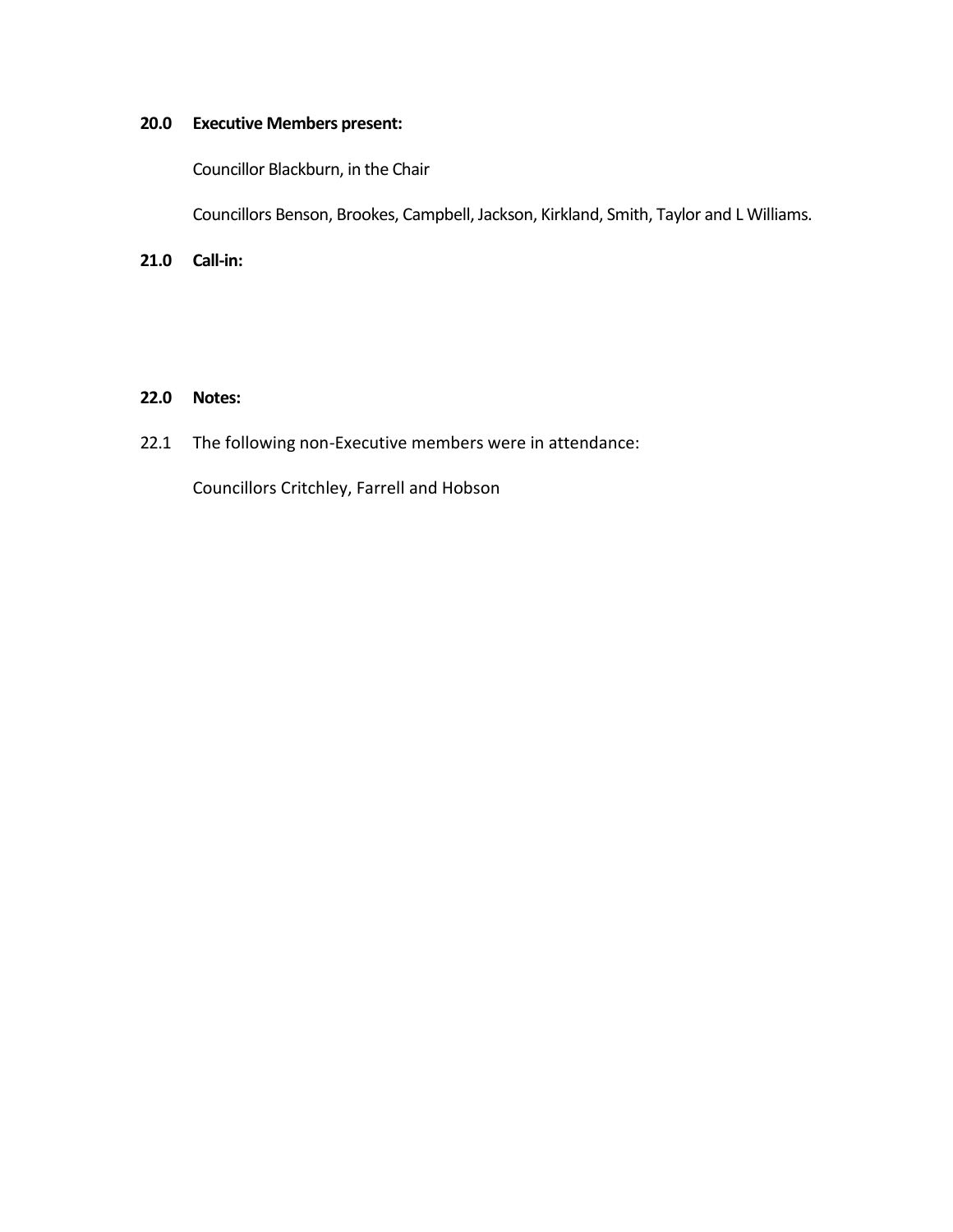**20.0 Executive Members present:**

Councillor Blackburn, in the Chair

Councillors Benson, Brookes, Campbell, Jackson, Kirkland, Smith, Taylor and L Williams.

**21.0 Call-in:**

**22.0 Notes:**

22.1 The following non-Executive members were in attendance:

Councillors Critchley, Farrell and Hobson